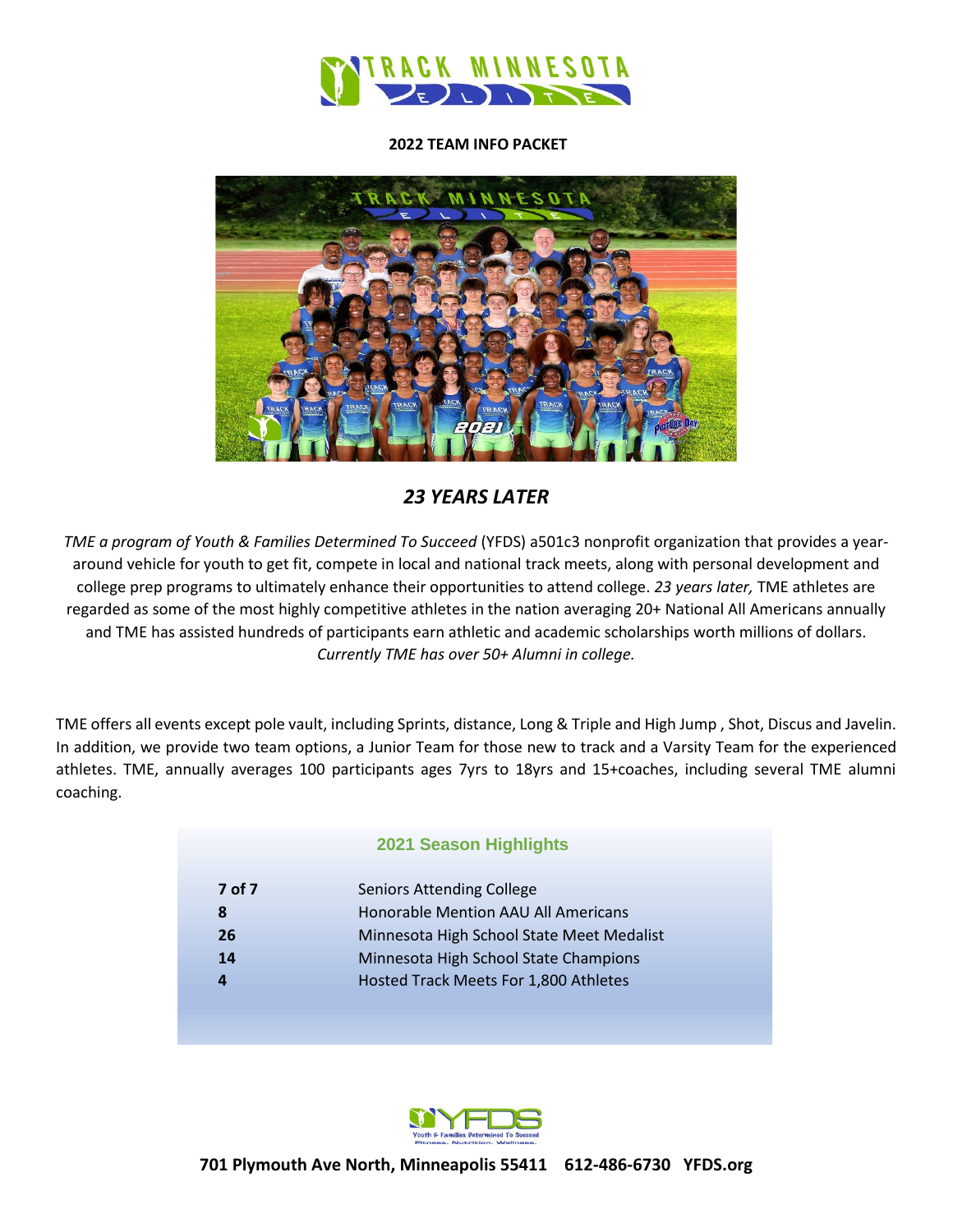**2022 TEAM INFO PACKET**

## *23 YEARS LATER*

*TME a program of Youth & Families Determined To Succeed* (YFDS) a501c3 nonprofit organization that provides a year-around vehicle for youth to get fit, compete in local and national track meets, along with personal development and college prep programs to ultimately enhance their opportunities to attend college. *23 years later,* TME athletes are regarded as some of the most highly competitive athletes in the nation averaging 20+ National All Americans annually and TME has assisted hundreds of participants earn athletic and academic scholarships worth millions of dollars. *Currently TME has over 50+ Alumni in college.*

TME offers all events except pole vault, including Sprints, distance, Long & Triple and High Jump , Shot, Discus and Javelin. In addition, we provide two team options, a Junior Team for those new to track and a Varsity Team for the experienced athletes. TME, annually averages 100 participants ages 7yrs to 18yrs and 15+coaches, including several TME alumni coaching.

### 2021 Season Highlights

| | |
|---|---|
| **7 of 7** | Seniors Attending College |
| **8** | Honorable Mention AAU All Americans |
| **26** | Minnesota High School State Meet Medalist |
| **14** | Minnesota High School State Champions |
| **4** | Hosted Track Meets For 1,800 Athletes |

**701 Plymouth Ave North, Minneapolis 55411 612-486-6730 YFDS.org**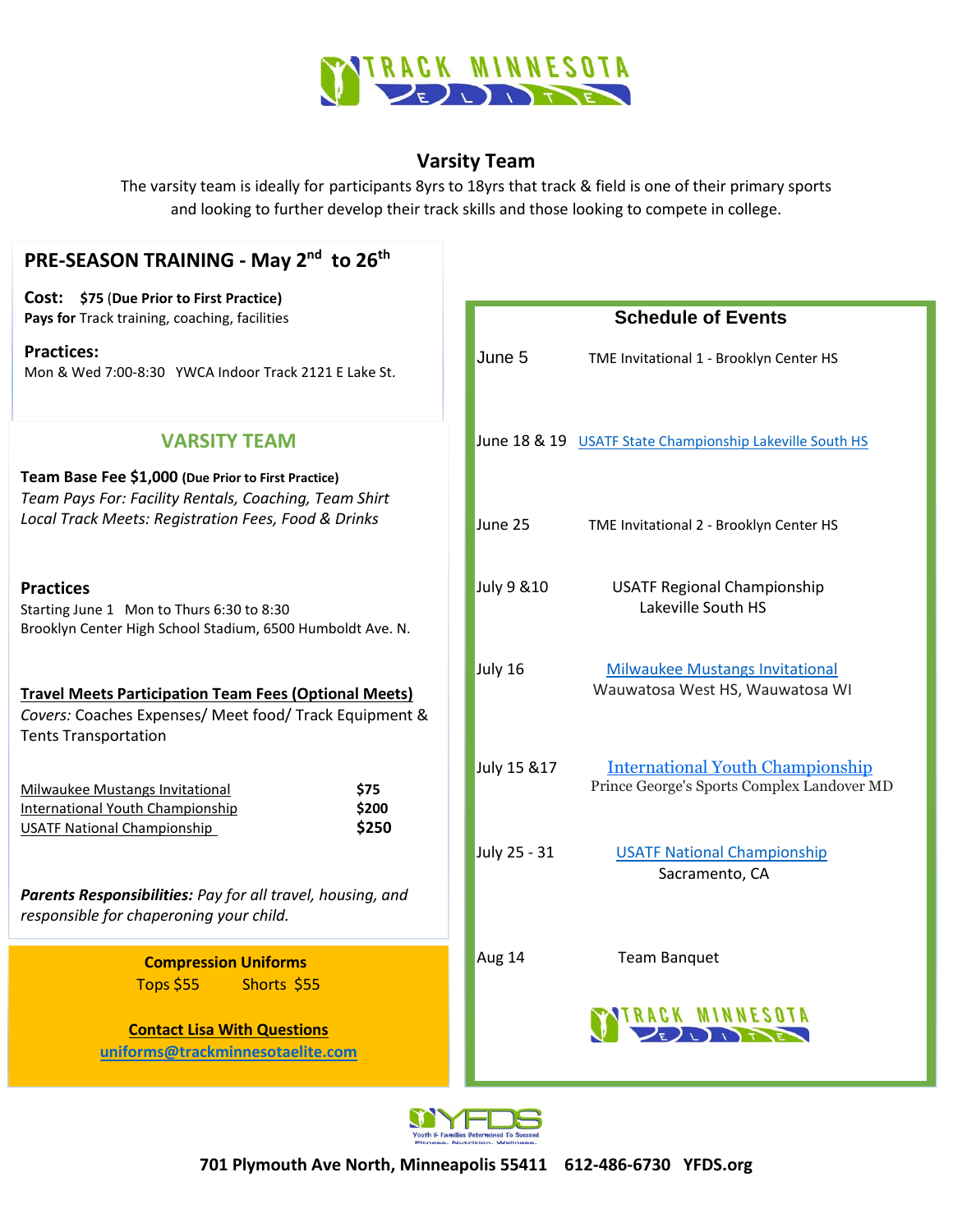TRACK MINNESOTA ELITE

## Varsity Team

The varsity team is ideally for participants 8yrs to 18yrs that track & field is one of their primary sports and looking to further develop their track skills and those looking to compete in college.

### PRE-SEASON TRAINING - May 2nd to 26th

**Cost:** **$75** (**Due Prior to First Practice)**
**Pays for** Track training, coaching, facilities

**Practices:**
Mon & Wed 7:00-8:30 YWCA Indoor Track 2121 E Lake St.

### VARSITY TEAM

**Team Base Fee $1,000** **(Due Prior to First Practice)**
*Team Pays For: Facility Rentals, Coaching, Team Shirt*
*Local Track Meets: Registration Fees, Food & Drinks*

**Practices**
Starting June 1 Mon to Thurs 6:30 to 8:30
Brooklyn Center High School Stadium, 6500 Humboldt Ave. N.

**Travel Meets Participation Team Fees (Optional Meets)**
*Covers:* Coaches Expenses/ Meet food/ Track Equipment & Tents Transportation

| | |
|---|---|
| Milwaukee Mustangs Invitational | **$75** |
| International Youth Championship | **$200** |
| USATF National Championship | **$250** |

***Parents Responsibilities:*** *Pay for all travel, housing, and responsible for chaperoning your child.*

**Compression Uniforms**
Tops $55 Shorts $55

**Contact Lisa With Questions**
**uniforms@trackminnesotaelite.com**

### Schedule of Events

| Date | Event |
|---|---|
| June 5 | TME Invitational 1 - Brooklyn Center HS |
| June 18 & 19 | USATF State Championship Lakeville South HS |
| June 25 | TME Invitational 2 - Brooklyn Center HS |
| July 9 &10 | USATF Regional Championship Lakeville South HS |
| July 16 | Milwaukee Mustangs Invitational Wauwatosa West HS, Wauwatosa WI |
| July 15 &17 | International Youth Championship Prince George's Sports Complex Landover MD |
| July 25 - 31 | USATF National Championship Sacramento, CA |
| Aug 14 | Team Banquet |

YFDS Youth & Families Determined To Succeed — Fitness. Nutrition. Wellness.

**701 Plymouth Ave North, Minneapolis 55411 612-486-6730 YFDS.org**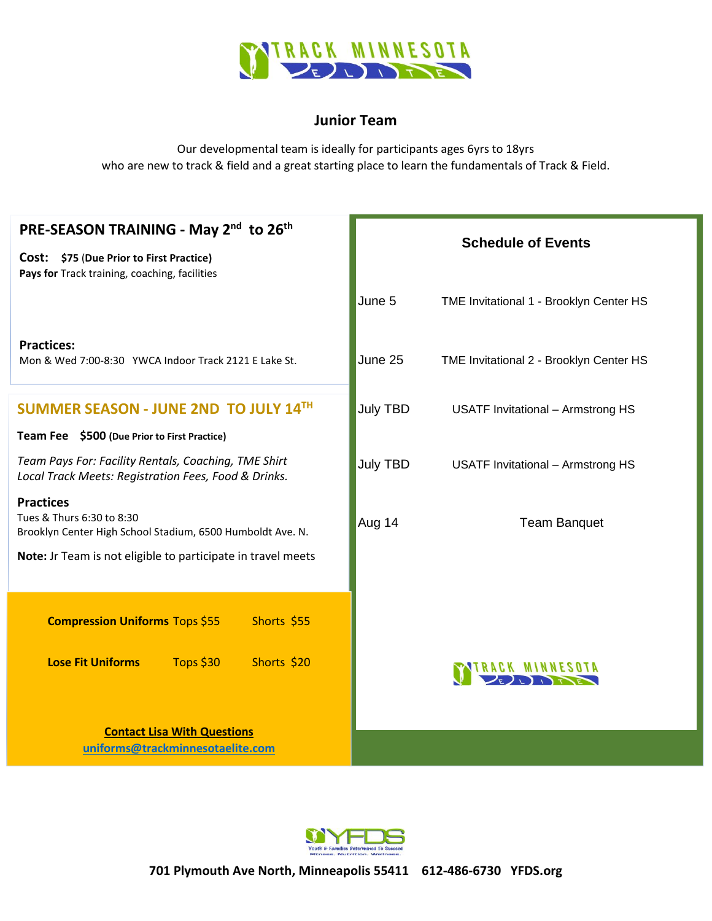## Junior Team

Our developmental team is ideally for participants ages 6yrs to 18yrs
who are new to track & field and a great starting place to learn the fundamentals of Track & Field.

### PRE-SEASON TRAINING - May 2nd to 26th

**Cost:** **$75** (**Due Prior to First Practice)**
**Pays for** Track training, coaching, facilities

**Practices:**
Mon & Wed 7:00-8:30 YWCA Indoor Track 2121 E Lake St.

### SUMMER SEASON - JUNE 2ND TO JULY 14TH

**Team Fee** **$500** **(Due Prior to First Practice)**

*Team Pays For: Facility Rentals, Coaching, TME Shirt*
*Local Track Meets: Registration Fees, Food & Drinks.*

**Practices**
Tues & Thurs 6:30 to 8:30
Brooklyn Center High School Stadium, 6500 Humboldt Ave. N.

**Note:** Jr Team is not eligible to participate in travel meets

| | | |
|---|---|---|
| **Compression Uniforms** | Tops $55 | Shorts $55 |
| **Lose Fit Uniforms** | Tops $30 | Shorts $20 |

**Contact Lisa With Questions**
**uniforms@trackminnesotaelite.com**

### Schedule of Events

| Date | Event |
|---|---|
| June 5 | TME Invitational 1 - Brooklyn Center HS |
| June 25 | TME Invitational 2 - Brooklyn Center HS |
| July TBD | USATF Invitational – Armstrong HS |
| July TBD | USATF Invitational – Armstrong HS |
| Aug 14 | Team Banquet |

**701 Plymouth Ave North, Minneapolis 55411 612-486-6730 YFDS.org**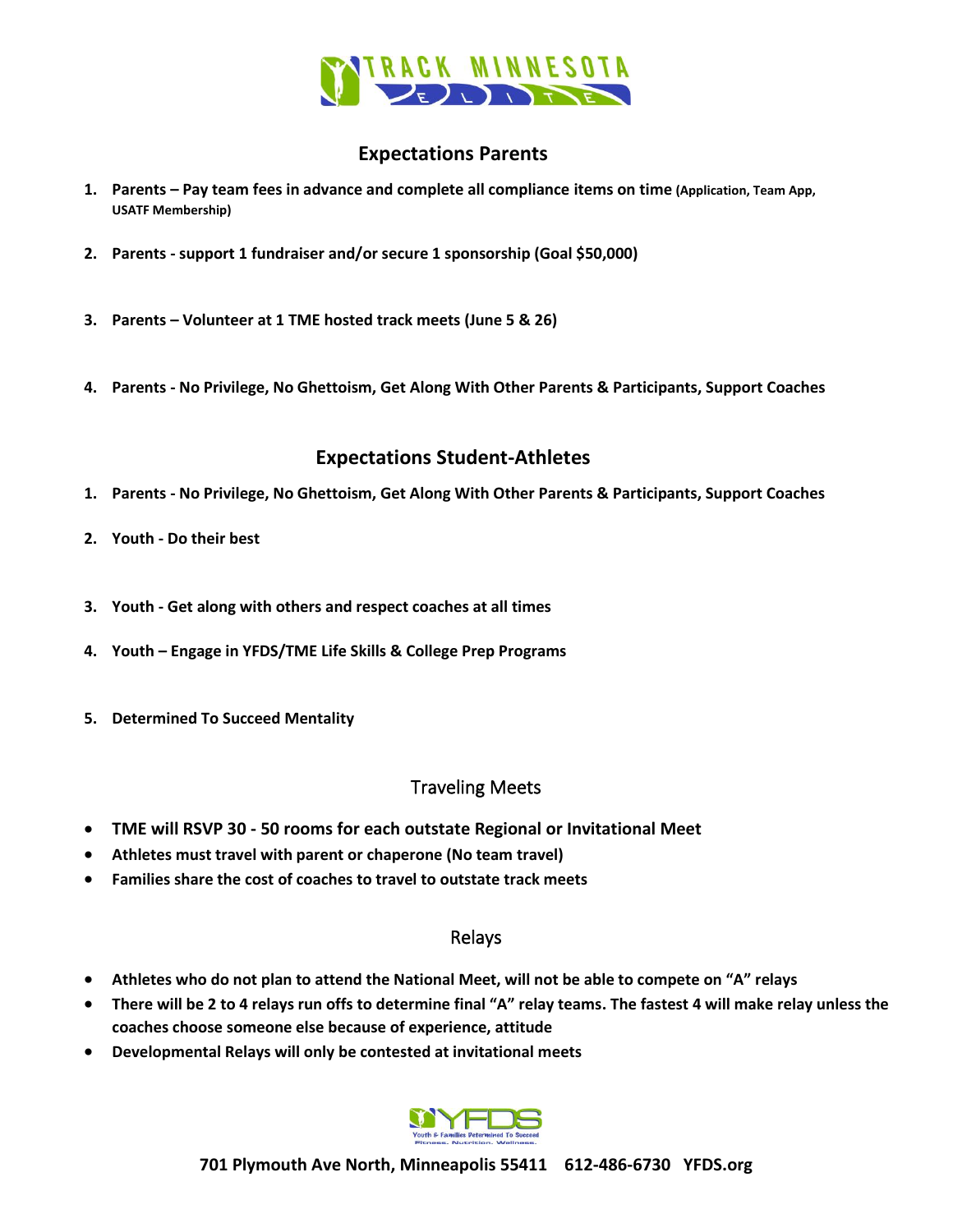## Expectations Parents

1. **Parents – Pay team fees in advance and complete all compliance items on time (Application, Team App, USATF Membership)**
2. **Parents - support 1 fundraiser and/or secure 1 sponsorship (Goal $50,000)**
3. **Parents – Volunteer at 1 TME hosted track meets (June 5 & 26)**
4. **Parents - No Privilege, No Ghettoism, Get Along With Other Parents & Participants, Support Coaches**

## Expectations Student-Athletes

1. **Parents - No Privilege, No Ghettoism, Get Along With Other Parents & Participants, Support Coaches**
2. **Youth - Do their best**
3. **Youth - Get along with others and respect coaches at all times**
4. **Youth – Engage in YFDS/TME Life Skills & College Prep Programs**
5. **Determined To Succeed Mentality**

## Traveling Meets

- **TME will RSVP 30 - 50 rooms for each outstate Regional or Invitational Meet**
- **Athletes must travel with parent or chaperone (No team travel)**
- **Families share the cost of coaches to travel to outstate track meets**

## Relays

- **Athletes who do not plan to attend the National Meet, will not be able to compete on "A" relays**
- **There will be 2 to 4 relays run offs to determine final "A" relay teams. The fastest 4 will make relay unless the coaches choose someone else because of experience, attitude**
- **Developmental Relays will only be contested at invitational meets**

**701 Plymouth Ave North, Minneapolis 55411 612-486-6730 YFDS.org**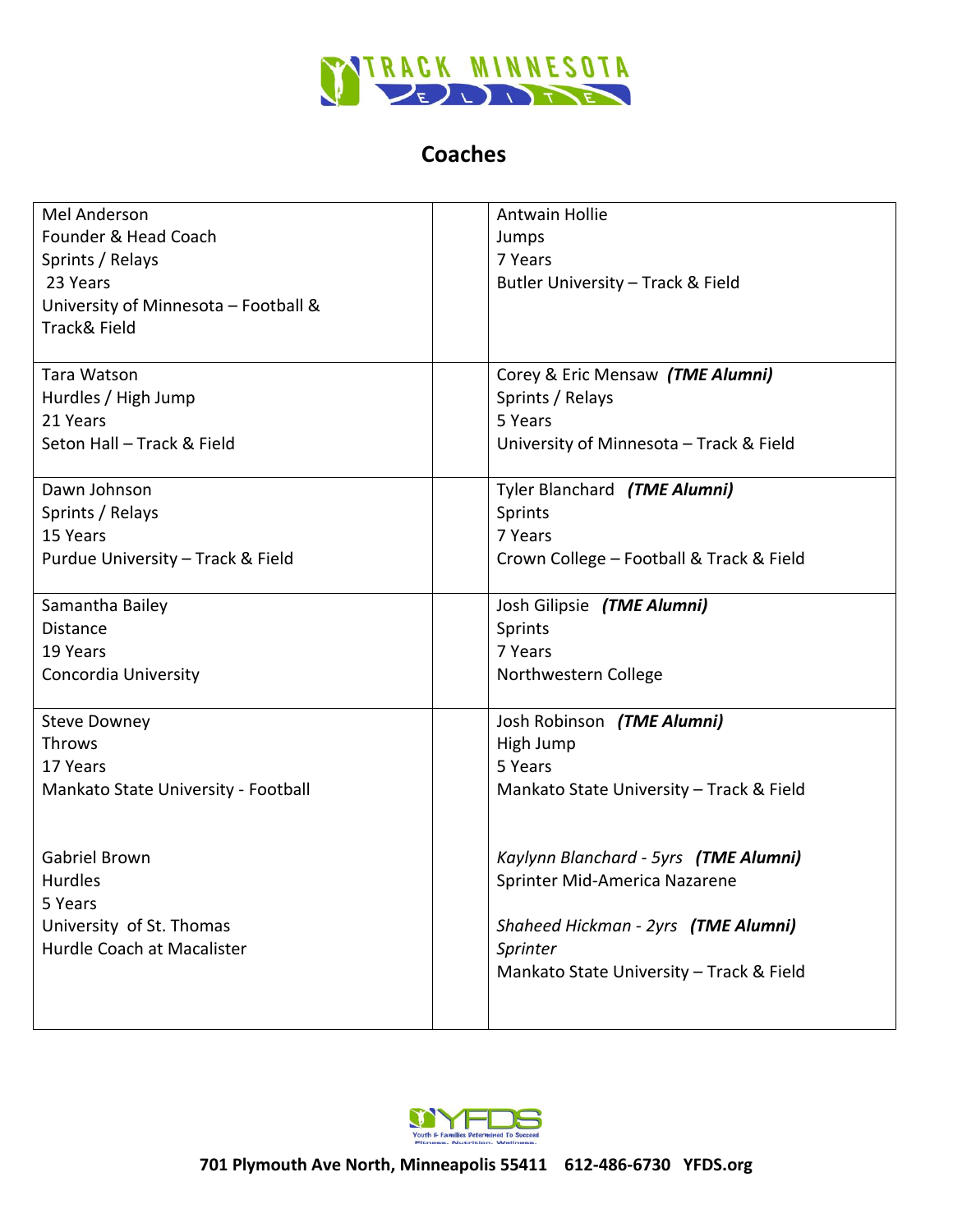# Coaches

| | | |
|---|---|---|
| Mel Anderson<br>Founder & Head Coach<br>Sprints / Relays<br>23 Years<br>University of Minnesota – Football & Track& Field | | Antwain Hollie<br>Jumps<br>7 Years<br>Butler University – Track & Field |
| Tara Watson<br>Hurdles / High Jump<br>21 Years<br>Seton Hall – Track & Field | | Corey & Eric Mensaw ***(TME Alumni)***<br>Sprints / Relays<br>5 Years<br>University of Minnesota – Track & Field |
| Dawn Johnson<br>Sprints / Relays<br>15 Years<br>Purdue University – Track & Field | | Tyler Blanchard ***(TME Alumni)***<br>Sprints<br>7 Years<br>Crown College – Football & Track & Field |
| Samantha Bailey<br>Distance<br>19 Years<br>Concordia University | | Josh Gilipsie ***(TME Alumni)***<br>Sprints<br>7 Years<br>Northwestern College |
| Steve Downey<br>Throws<br>17 Years<br>Mankato State University - Football<br><br>Gabriel Brown<br>Hurdles<br>5 Years<br>University of St. Thomas<br>Hurdle Coach at Macalister | | Josh Robinson ***(TME Alumni)***<br>High Jump<br>5 Years<br>Mankato State University – Track & Field<br><br>*Kaylynn Blanchard - 5yrs* ***(TME Alumni)***<br>Sprinter Mid-America Nazarene<br><br>*Shaheed Hickman - 2yrs* ***(TME Alumni)***<br>*Sprinter*<br>Mankato State University – Track & Field |

Youth & Families Determined To Succeed
Fitness. Nutrition. Wellness.

**701 Plymouth Ave North, Minneapolis 55411 612-486-6730 YFDS.org**